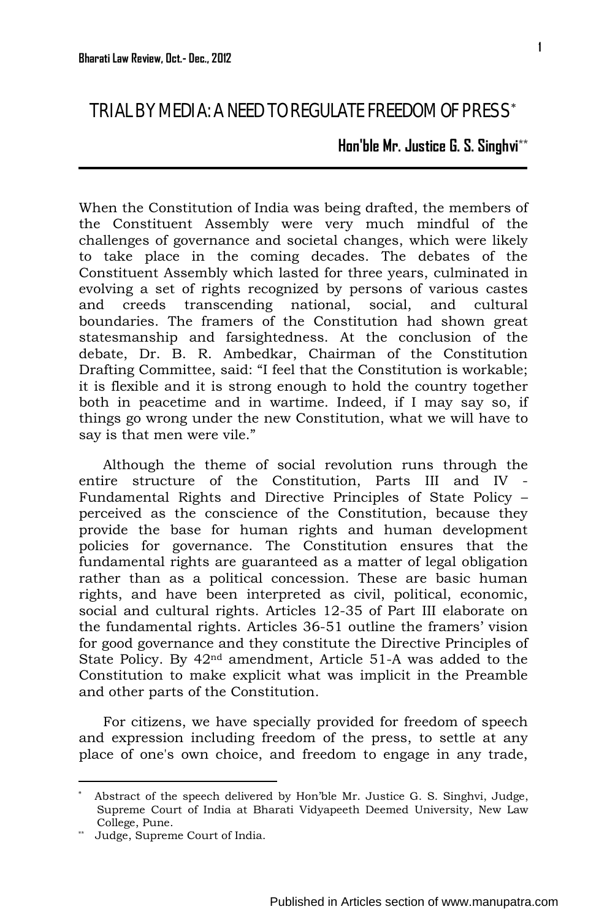# TRIAL BY MEDIA: A NEED TO REGULATE FREEDOM OF PRESS[*]

**Hon'ble Mr. Justice G. S. Singhvi**[**]

When the Constitution of India was being drafted, the members of the Constituent Assembly were very much mindful of the challenges of governance and societal changes, which were likely to take place in the coming decades. The debates of the Constituent Assembly which lasted for three years, culminated in evolving a set of rights recognized by persons of various castes and creeds transcending national, social, and cultural boundaries. The framers of the Constitution had shown great statesmanship and farsightedness. At the conclusion of the debate, Dr. B. R. Ambedkar, Chairman of the Constitution Drafting Committee, said: "I feel that the Constitution is workable; it is flexible and it is strong enough to hold the country together both in peacetime and in wartime. Indeed, if I may say so, if things go wrong under the new Constitution, what we will have to say is that men were vile."

Although the theme of social revolution runs through the entire structure of the Constitution, Parts III and IV - Fundamental Rights and Directive Principles of State Policy – perceived as the conscience of the Constitution, because they provide the base for human rights and human development policies for governance. The Constitution ensures that the fundamental rights are guaranteed as a matter of legal obligation rather than as a political concession. These are basic human rights, and have been interpreted as civil, political, economic, social and cultural rights. Articles 12-35 of Part III elaborate on the fundamental rights. Articles 36-51 outline the framers' vision for good governance and they constitute the Directive Principles of State Policy. By 42nd amendment, Article 51-A was added to the Constitution to make explicit what was implicit in the Preamble and other parts of the Constitution.

For citizens, we have specially provided for freedom of speech and expression including freedom of the press, to settle at any place of one's own choice, and freedom to engage in any trade,

---

[*] Abstract of the speech delivered by Hon'ble Mr. Justice G. S. Singhvi, Judge, Supreme Court of India at Bharati Vidyapeeth Deemed University, New Law College, Pune.

[**] Judge, Supreme Court of India.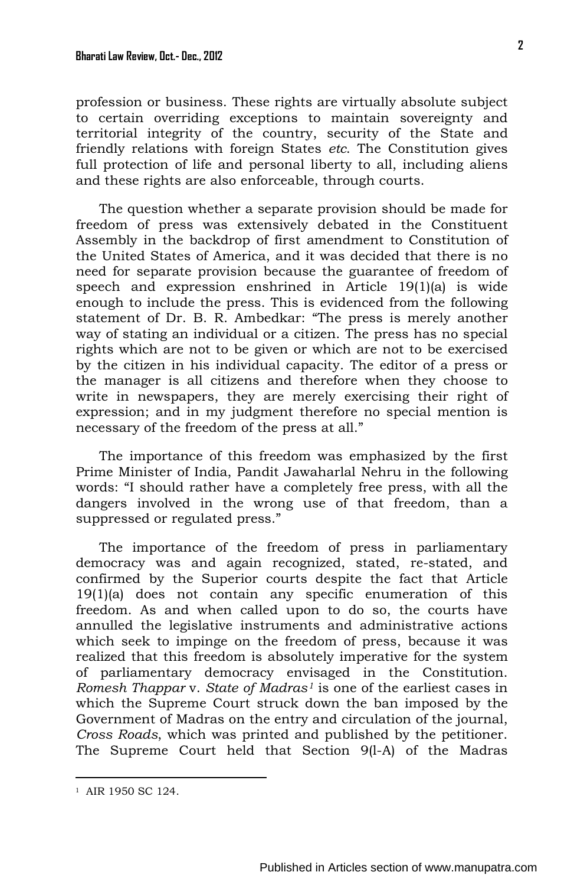profession or business. These rights are virtually absolute subject to certain overriding exceptions to maintain sovereignty and territorial integrity of the country, security of the State and friendly relations with foreign States *etc*. The Constitution gives full protection of life and personal liberty to all, including aliens and these rights are also enforceable, through courts.

The question whether a separate provision should be made for freedom of press was extensively debated in the Constituent Assembly in the backdrop of first amendment to Constitution of the United States of America, and it was decided that there is no need for separate provision because the guarantee of freedom of speech and expression enshrined in Article 19(1)(a) is wide enough to include the press. This is evidenced from the following statement of Dr. B. R. Ambedkar: "The press is merely another way of stating an individual or a citizen. The press has no special rights which are not to be given or which are not to be exercised by the citizen in his individual capacity. The editor of a press or the manager is all citizens and therefore when they choose to write in newspapers, they are merely exercising their right of expression; and in my judgment therefore no special mention is necessary of the freedom of the press at all."

The importance of this freedom was emphasized by the first Prime Minister of India, Pandit Jawaharlal Nehru in the following words: "I should rather have a completely free press, with all the dangers involved in the wrong use of that freedom, than a suppressed or regulated press."

The importance of the freedom of press in parliamentary democracy was and again recognized, stated, re-stated, and confirmed by the Superior courts despite the fact that Article 19(1)(a) does not contain any specific enumeration of this freedom. As and when called upon to do so, the courts have annulled the legislative instruments and administrative actions which seek to impinge on the freedom of press, because it was realized that this freedom is absolutely imperative for the system of parliamentary democracy envisaged in the Constitution. *Romesh Thappar* v. *State of Madras*[1] is one of the earliest cases in which the Supreme Court struck down the ban imposed by the Government of Madras on the entry and circulation of the journal, *Cross Roads*, which was printed and published by the petitioner. The Supreme Court held that Section 9(l-A) of the Madras

[1] AIR 1950 SC 124.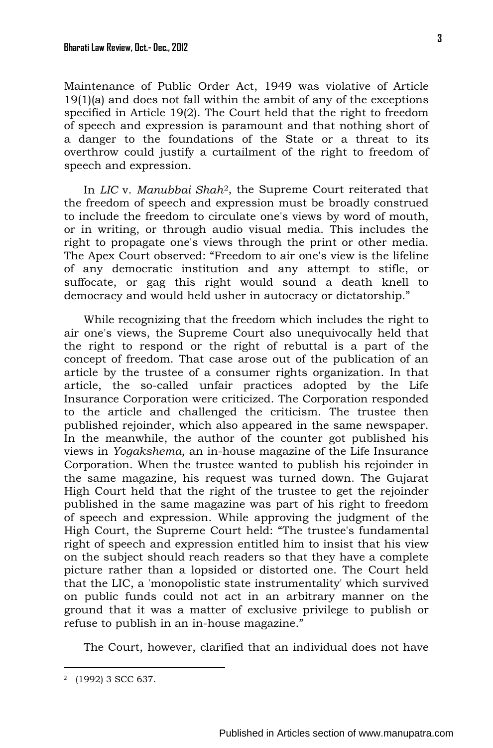Maintenance of Public Order Act, 1949 was violative of Article 19(1)(a) and does not fall within the ambit of any of the exceptions specified in Article 19(2). The Court held that the right to freedom of speech and expression is paramount and that nothing short of a danger to the foundations of the State or a threat to its overthrow could justify a curtailment of the right to freedom of speech and expression.

In *LIC* v. *Manubbai Shah*[2], the Supreme Court reiterated that the freedom of speech and expression must be broadly construed to include the freedom to circulate one's views by word of mouth, or in writing, or through audio visual media. This includes the right to propagate one's views through the print or other media. The Apex Court observed: "Freedom to air one's view is the lifeline of any democratic institution and any attempt to stifle, or suffocate, or gag this right would sound a death knell to democracy and would held usher in autocracy or dictatorship."

While recognizing that the freedom which includes the right to air one's views, the Supreme Court also unequivocally held that the right to respond or the right of rebuttal is a part of the concept of freedom. That case arose out of the publication of an article by the trustee of a consumer rights organization. In that article, the so-called unfair practices adopted by the Life Insurance Corporation were criticized. The Corporation responded to the article and challenged the criticism. The trustee then published rejoinder, which also appeared in the same newspaper. In the meanwhile, the author of the counter got published his views in *Yogakshema*, an in-house magazine of the Life Insurance Corporation. When the trustee wanted to publish his rejoinder in the same magazine, his request was turned down. The Gujarat High Court held that the right of the trustee to get the rejoinder published in the same magazine was part of his right to freedom of speech and expression. While approving the judgment of the High Court, the Supreme Court held: "The trustee's fundamental right of speech and expression entitled him to insist that his view on the subject should reach readers so that they have a complete picture rather than a lopsided or distorted one. The Court held that the LIC, a 'monopolistic state instrumentality' which survived on public funds could not act in an arbitrary manner on the ground that it was a matter of exclusive privilege to publish or refuse to publish in an in-house magazine."

The Court, however, clarified that an individual does not have

---

[2] (1992) 3 SCC 637.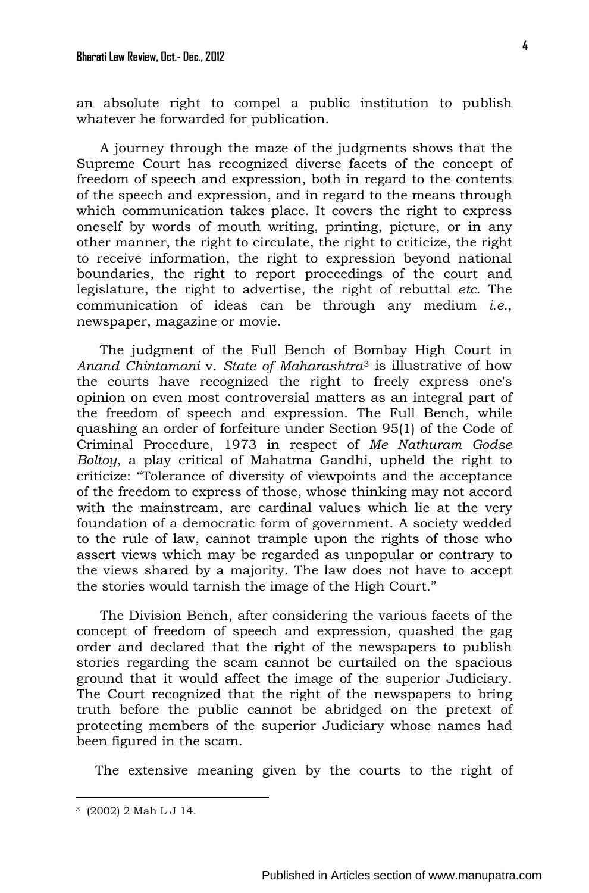an absolute right to compel a public institution to publish whatever he forwarded for publication.

A journey through the maze of the judgments shows that the Supreme Court has recognized diverse facets of the concept of freedom of speech and expression, both in regard to the contents of the speech and expression, and in regard to the means through which communication takes place. It covers the right to express oneself by words of mouth writing, printing, picture, or in any other manner, the right to circulate, the right to criticize, the right to receive information, the right to expression beyond national boundaries, the right to report proceedings of the court and legislature, the right to advertise, the right of rebuttal *etc*. The communication of ideas can be through any medium *i.e.*, newspaper, magazine or movie.

The judgment of the Full Bench of Bombay High Court in *Anand Chintamani* v. *State of Maharashtra*[3] is illustrative of how the courts have recognized the right to freely express one's opinion on even most controversial matters as an integral part of the freedom of speech and expression. The Full Bench, while quashing an order of forfeiture under Section 95(1) of the Code of Criminal Procedure, 1973 in respect of *Me Nathuram Godse Boltoy*, a play critical of Mahatma Gandhi, upheld the right to criticize: "Tolerance of diversity of viewpoints and the acceptance of the freedom to express of those, whose thinking may not accord with the mainstream, are cardinal values which lie at the very foundation of a democratic form of government. A society wedded to the rule of law, cannot trample upon the rights of those who assert views which may be regarded as unpopular or contrary to the views shared by a majority. The law does not have to accept the stories would tarnish the image of the High Court."

The Division Bench, after considering the various facets of the concept of freedom of speech and expression, quashed the gag order and declared that the right of the newspapers to publish stories regarding the scam cannot be curtailed on the spacious ground that it would affect the image of the superior Judiciary. The Court recognized that the right of the newspapers to bring truth before the public cannot be abridged on the pretext of protecting members of the superior Judiciary whose names had been figured in the scam.

The extensive meaning given by the courts to the right of

---

[3] (2002) 2 Mah L J 14.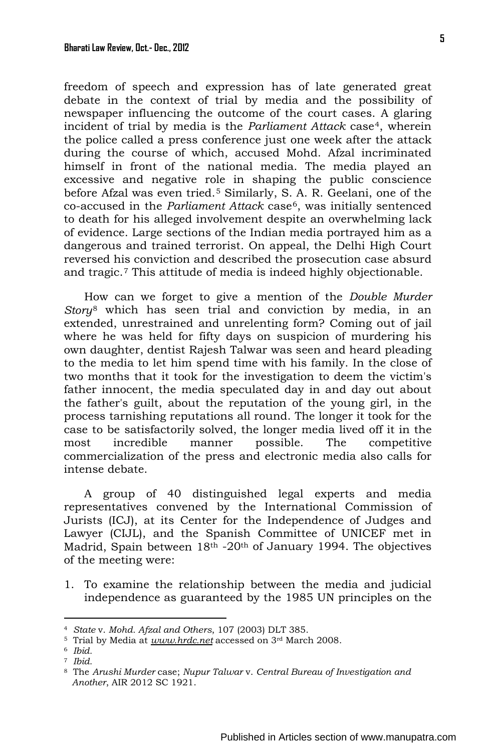freedom of speech and expression has of late generated great debate in the context of trial by media and the possibility of newspaper influencing the outcome of the court cases. A glaring incident of trial by media is the *Parliament Attack* case[4], wherein the police called a press conference just one week after the attack during the course of which, accused Mohd. Afzal incriminated himself in front of the national media. The media played an excessive and negative role in shaping the public conscience before Afzal was even tried.[5] Similarly, S. A. R. Geelani, one of the co-accused in the *Parliament Attack* case[6], was initially sentenced to death for his alleged involvement despite an overwhelming lack of evidence. Large sections of the Indian media portrayed him as a dangerous and trained terrorist. On appeal, the Delhi High Court reversed his conviction and described the prosecution case absurd and tragic.[7] This attitude of media is indeed highly objectionable.

How can we forget to give a mention of the *Double Murder Story*[8] which has seen trial and conviction by media, in an extended, unrestrained and unrelenting form? Coming out of jail where he was held for fifty days on suspicion of murdering his own daughter, dentist Rajesh Talwar was seen and heard pleading to the media to let him spend time with his family. In the close of two months that it took for the investigation to deem the victim's father innocent, the media speculated day in and day out about the father's guilt, about the reputation of the young girl, in the process tarnishing reputations all round. The longer it took for the case to be satisfactorily solved, the longer media lived off it in the most incredible manner possible. The competitive commercialization of the press and electronic media also calls for intense debate.

A group of 40 distinguished legal experts and media representatives convened by the International Commission of Jurists (ICJ), at its Center for the Independence of Judges and Lawyer (CIJL), and the Spanish Committee of UNICEF met in Madrid, Spain between 18th -20th of January 1994. The objectives of the meeting were:

1. To examine the relationship between the media and judicial independence as guaranteed by the 1985 UN principles on the

---

[4] *State* v. *Mohd. Afzal and Others*, 107 (2003) DLT 385.

[5] Trial by Media at *www.hrdc.net* accessed on 3rd March 2008.

[6] *Ibid.*

[7] *Ibid.*

[8] The *Arushi Murder* case; *Nupur Talwar* v. *Central Bureau of Investigation and Another*, AIR 2012 SC 1921.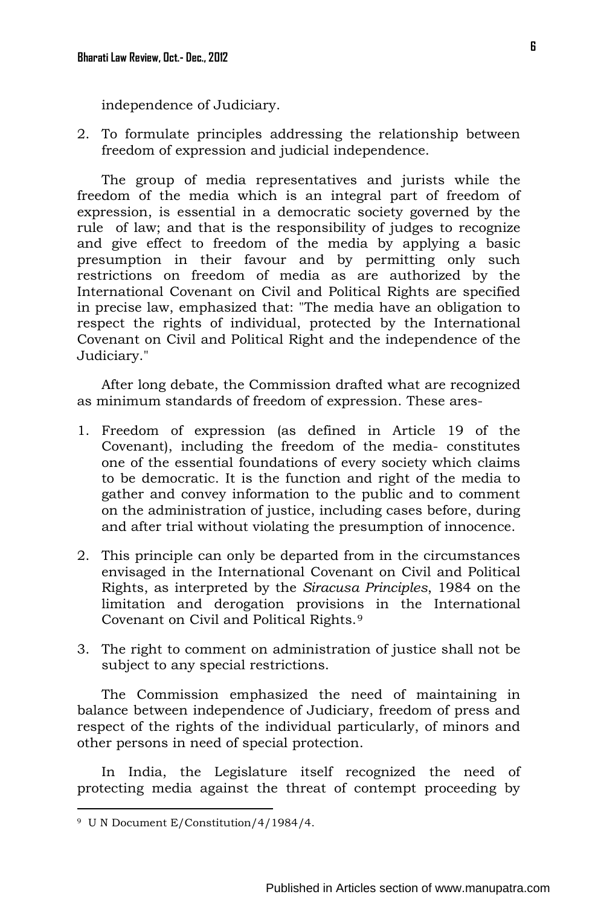independence of Judiciary.

2. To formulate principles addressing the relationship between freedom of expression and judicial independence.

The group of media representatives and jurists while the freedom of the media which is an integral part of freedom of expression, is essential in a democratic society governed by the rule of law; and that is the responsibility of judges to recognize and give effect to freedom of the media by applying a basic presumption in their favour and by permitting only such restrictions on freedom of media as are authorized by the International Covenant on Civil and Political Rights are specified in precise law, emphasized that: "The media have an obligation to respect the rights of individual, protected by the International Covenant on Civil and Political Right and the independence of the Judiciary."

After long debate, the Commission drafted what are recognized as minimum standards of freedom of expression. These ares-

1. Freedom of expression (as defined in Article 19 of the Covenant), including the freedom of the media- constitutes one of the essential foundations of every society which claims to be democratic. It is the function and right of the media to gather and convey information to the public and to comment on the administration of justice, including cases before, during and after trial without violating the presumption of innocence.

2. This principle can only be departed from in the circumstances envisaged in the International Covenant on Civil and Political Rights, as interpreted by the *Siracusa Principles*, 1984 on the limitation and derogation provisions in the International Covenant on Civil and Political Rights.[9]

3. The right to comment on administration of justice shall not be subject to any special restrictions.

The Commission emphasized the need of maintaining in balance between independence of Judiciary, freedom of press and respect of the rights of the individual particularly, of minors and other persons in need of special protection.

In India, the Legislature itself recognized the need of protecting media against the threat of contempt proceeding by

---

[9] U N Document E/Constitution/4/1984/4.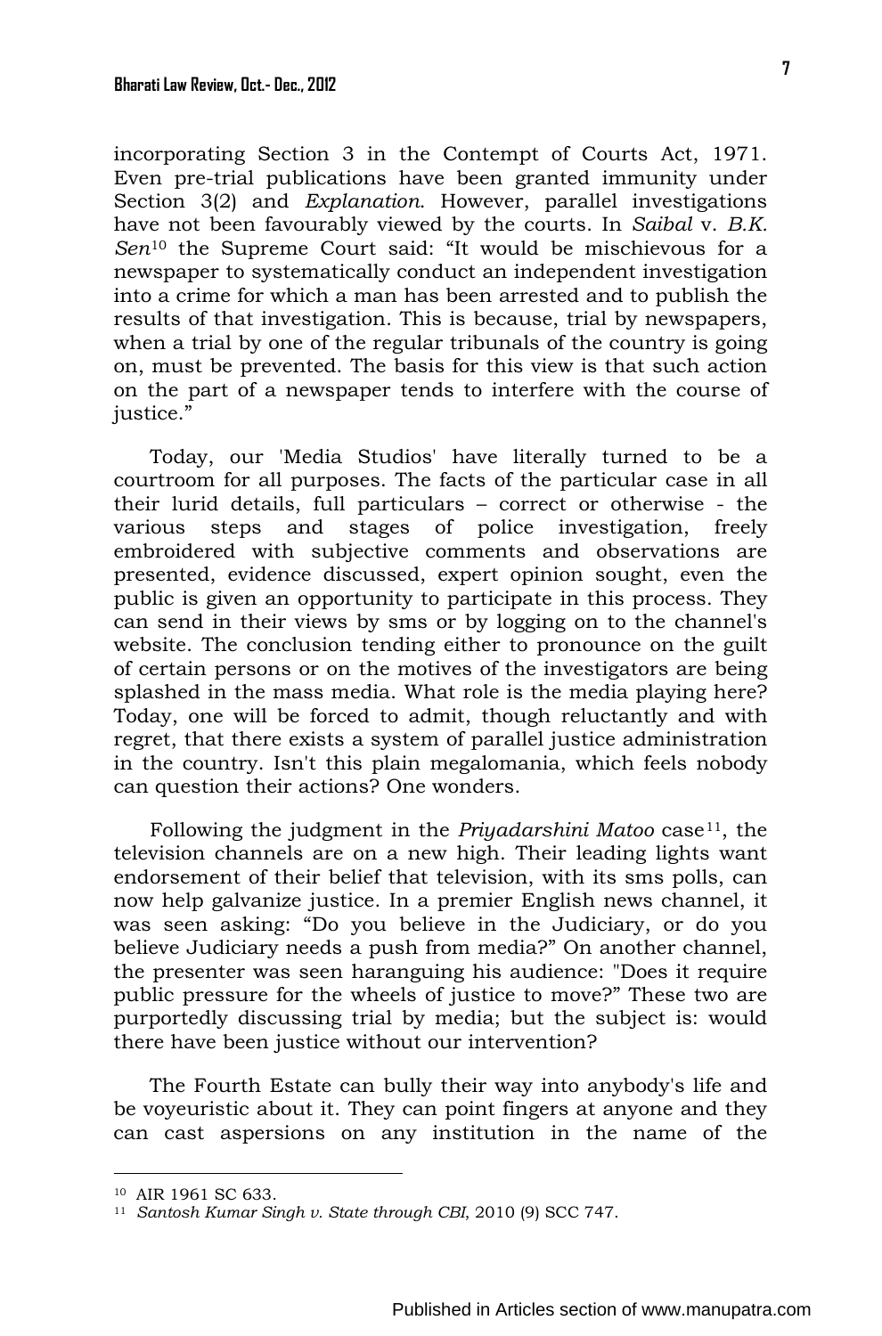incorporating Section 3 in the Contempt of Courts Act, 1971. Even pre-trial publications have been granted immunity under Section 3(2) and *Explanation*. However, parallel investigations have not been favourably viewed by the courts. In *Saibal* v. *B.K. Sen*[10] the Supreme Court said: "It would be mischievous for a newspaper to systematically conduct an independent investigation into a crime for which a man has been arrested and to publish the results of that investigation. This is because, trial by newspapers, when a trial by one of the regular tribunals of the country is going on, must be prevented. The basis for this view is that such action on the part of a newspaper tends to interfere with the course of justice."

Today, our 'Media Studios' have literally turned to be a courtroom for all purposes. The facts of the particular case in all their lurid details, full particulars – correct or otherwise - the various steps and stages of police investigation, freely embroidered with subjective comments and observations are presented, evidence discussed, expert opinion sought, even the public is given an opportunity to participate in this process. They can send in their views by sms or by logging on to the channel's website. The conclusion tending either to pronounce on the guilt of certain persons or on the motives of the investigators are being splashed in the mass media. What role is the media playing here? Today, one will be forced to admit, though reluctantly and with regret, that there exists a system of parallel justice administration in the country. Isn't this plain megalomania, which feels nobody can question their actions? One wonders.

Following the judgment in the *Priyadarshini Matoo* case[11], the television channels are on a new high. Their leading lights want endorsement of their belief that television, with its sms polls, can now help galvanize justice. In a premier English news channel, it was seen asking: "Do you believe in the Judiciary, or do you believe Judiciary needs a push from media?" On another channel, the presenter was seen haranguing his audience: "Does it require public pressure for the wheels of justice to move?" These two are purportedly discussing trial by media; but the subject is: would there have been justice without our intervention?

The Fourth Estate can bully their way into anybody's life and be voyeuristic about it. They can point fingers at anyone and they can cast aspersions on any institution in the name of the

---

[10] AIR 1961 SC 633.

[11] *Santosh Kumar Singh v. State through CBI*, 2010 (9) SCC 747.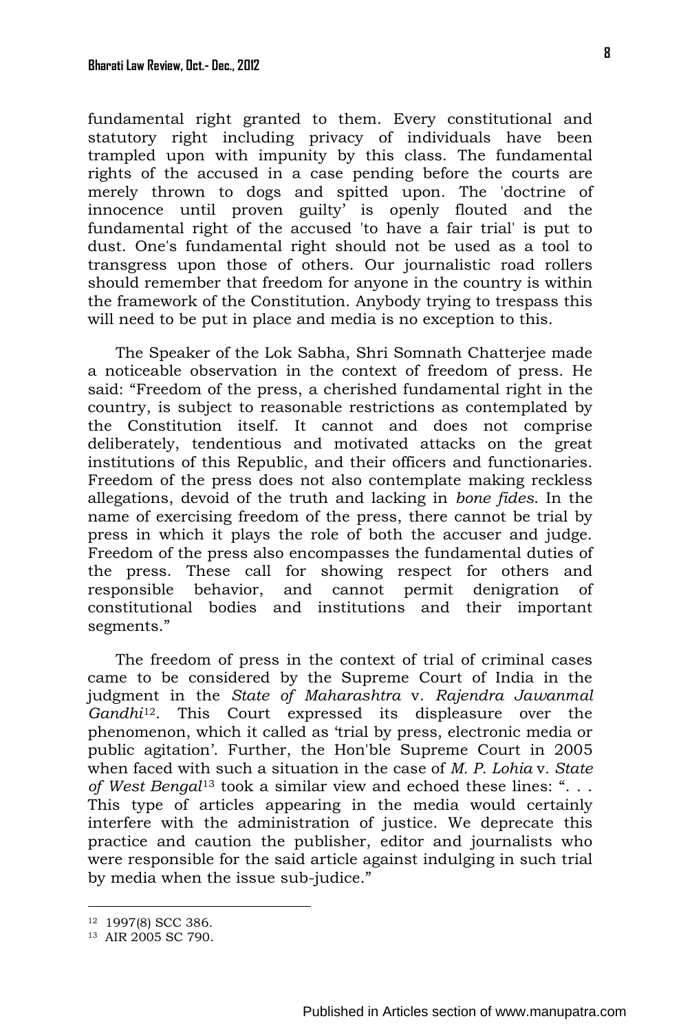fundamental right granted to them. Every constitutional and statutory right including privacy of individuals have been trampled upon with impunity by this class. The fundamental rights of the accused in a case pending before the courts are merely thrown to dogs and spitted upon. The 'doctrine of innocence until proven guilty' is openly flouted and the fundamental right of the accused 'to have a fair trial' is put to dust. One's fundamental right should not be used as a tool to transgress upon those of others. Our journalistic road rollers should remember that freedom for anyone in the country is within the framework of the Constitution. Anybody trying to trespass this will need to be put in place and media is no exception to this.

The Speaker of the Lok Sabha, Shri Somnath Chatterjee made a noticeable observation in the context of freedom of press. He said: "Freedom of the press, a cherished fundamental right in the country, is subject to reasonable restrictions as contemplated by the Constitution itself. It cannot and does not comprise deliberately, tendentious and motivated attacks on the great institutions of this Republic, and their officers and functionaries. Freedom of the press does not also contemplate making reckless allegations, devoid of the truth and lacking in *bone fides*. In the name of exercising freedom of the press, there cannot be trial by press in which it plays the role of both the accuser and judge. Freedom of the press also encompasses the fundamental duties of the press. These call for showing respect for others and responsible behavior, and cannot permit denigration of constitutional bodies and institutions and their important segments."

The freedom of press in the context of trial of criminal cases came to be considered by the Supreme Court of India in the judgment in the *State of Maharashtra* v. *Rajendra Jawanmal Gandhi*[12]. This Court expressed its displeasure over the phenomenon, which it called as 'trial by press, electronic media or public agitation'. Further, the Hon'ble Supreme Court in 2005 when faced with such a situation in the case of *M. P. Lohia* v. *State of West Bengal*[13] took a similar view and echoed these lines: ". . . This type of articles appearing in the media would certainly interfere with the administration of justice. We deprecate this practice and caution the publisher, editor and journalists who were responsible for the said article against indulging in such trial by media when the issue sub-judice."

---

[12] 1997(8) SCC 386.

[13] AIR 2005 SC 790.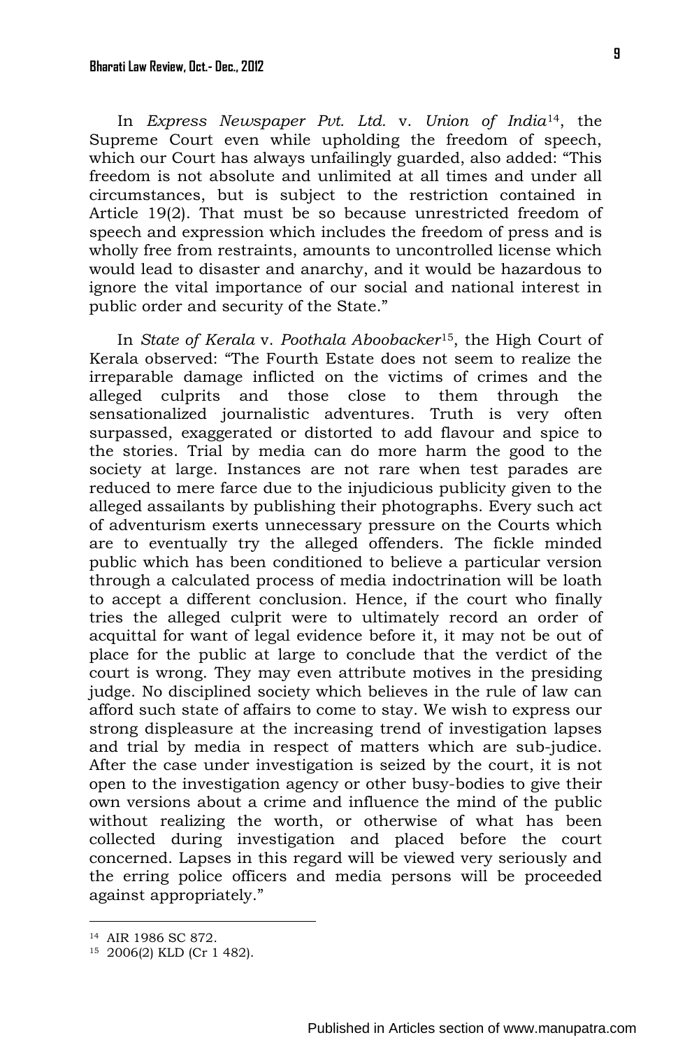In *Express Newspaper Pvt. Ltd.* v. *Union of India*[14], the Supreme Court even while upholding the freedom of speech, which our Court has always unfailingly guarded, also added: "This freedom is not absolute and unlimited at all times and under all circumstances, but is subject to the restriction contained in Article 19(2). That must be so because unrestricted freedom of speech and expression which includes the freedom of press and is wholly free from restraints, amounts to uncontrolled license which would lead to disaster and anarchy, and it would be hazardous to ignore the vital importance of our social and national interest in public order and security of the State."

In *State of Kerala* v. *Poothala Aboobacker*[15], the High Court of Kerala observed: "The Fourth Estate does not seem to realize the irreparable damage inflicted on the victims of crimes and the alleged culprits and those close to them through the sensationalized journalistic adventures. Truth is very often surpassed, exaggerated or distorted to add flavour and spice to the stories. Trial by media can do more harm the good to the society at large. Instances are not rare when test parades are reduced to mere farce due to the injudicious publicity given to the alleged assailants by publishing their photographs. Every such act of adventurism exerts unnecessary pressure on the Courts which are to eventually try the alleged offenders. The fickle minded public which has been conditioned to believe a particular version through a calculated process of media indoctrination will be loath to accept a different conclusion. Hence, if the court who finally tries the alleged culprit were to ultimately record an order of acquittal for want of legal evidence before it, it may not be out of place for the public at large to conclude that the verdict of the court is wrong. They may even attribute motives in the presiding judge. No disciplined society which believes in the rule of law can afford such state of affairs to come to stay. We wish to express our strong displeasure at the increasing trend of investigation lapses and trial by media in respect of matters which are sub-judice. After the case under investigation is seized by the court, it is not open to the investigation agency or other busy-bodies to give their own versions about a crime and influence the mind of the public without realizing the worth, or otherwise of what has been collected during investigation and placed before the court concerned. Lapses in this regard will be viewed very seriously and the erring police officers and media persons will be proceeded against appropriately."

---

[14] AIR 1986 SC 872.

[15] 2006(2) KLD (Cr 1 482).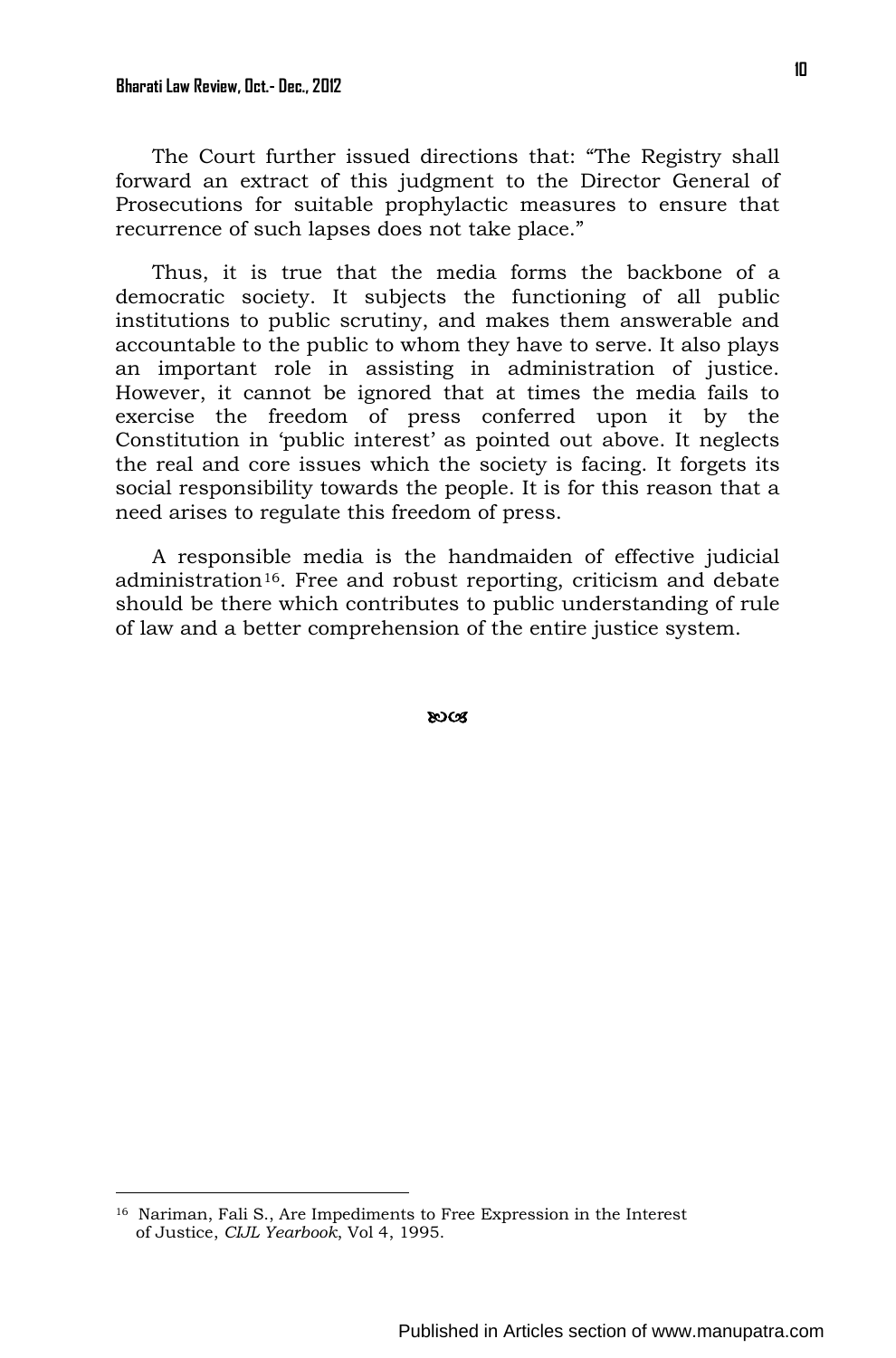The Court further issued directions that: "The Registry shall forward an extract of this judgment to the Director General of Prosecutions for suitable prophylactic measures to ensure that recurrence of such lapses does not take place."

Thus, it is true that the media forms the backbone of a democratic society. It subjects the functioning of all public institutions to public scrutiny, and makes them answerable and accountable to the public to whom they have to serve. It also plays an important role in assisting in administration of justice. However, it cannot be ignored that at times the media fails to exercise the freedom of press conferred upon it by the Constitution in 'public interest' as pointed out above. It neglects the real and core issues which the society is facing. It forgets its social responsibility towards the people. It is for this reason that a need arises to regulate this freedom of press.

A responsible media is the handmaiden of effective judicial administration[16]. Free and robust reporting, criticism and debate should be there which contributes to public understanding of rule of law and a better comprehension of the entire justice system.

༄༅

---

[16] Nariman, Fali S., Are Impediments to Free Expression in the Interest of Justice, *CIJL Yearbook*, Vol 4, 1995.